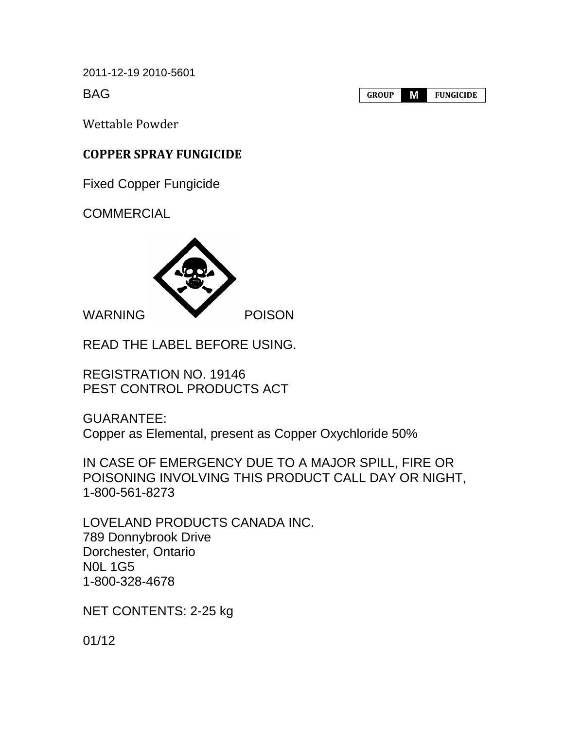2011-12-19 2010-5601

BAG

| GROUP | M | FUNGICIDE |
|---|---|---|

Wettable Powder

**COPPER SPRAY FUNGICIDE**

Fixed Copper Fungicide

COMMERCIAL

WARNING POISON

READ THE LABEL BEFORE USING.

REGISTRATION NO. 19146
PEST CONTROL PRODUCTS ACT

GUARANTEE:
Copper as Elemental, present as Copper Oxychloride 50%

IN CASE OF EMERGENCY DUE TO A MAJOR SPILL, FIRE OR POISONING INVOLVING THIS PRODUCT CALL DAY OR NIGHT, 1-800-561-8273

LOVELAND PRODUCTS CANADA INC.
789 Donnybrook Drive
Dorchester, Ontario
N0L 1G5
1-800-328-4678

NET CONTENTS: 2-25 kg

01/12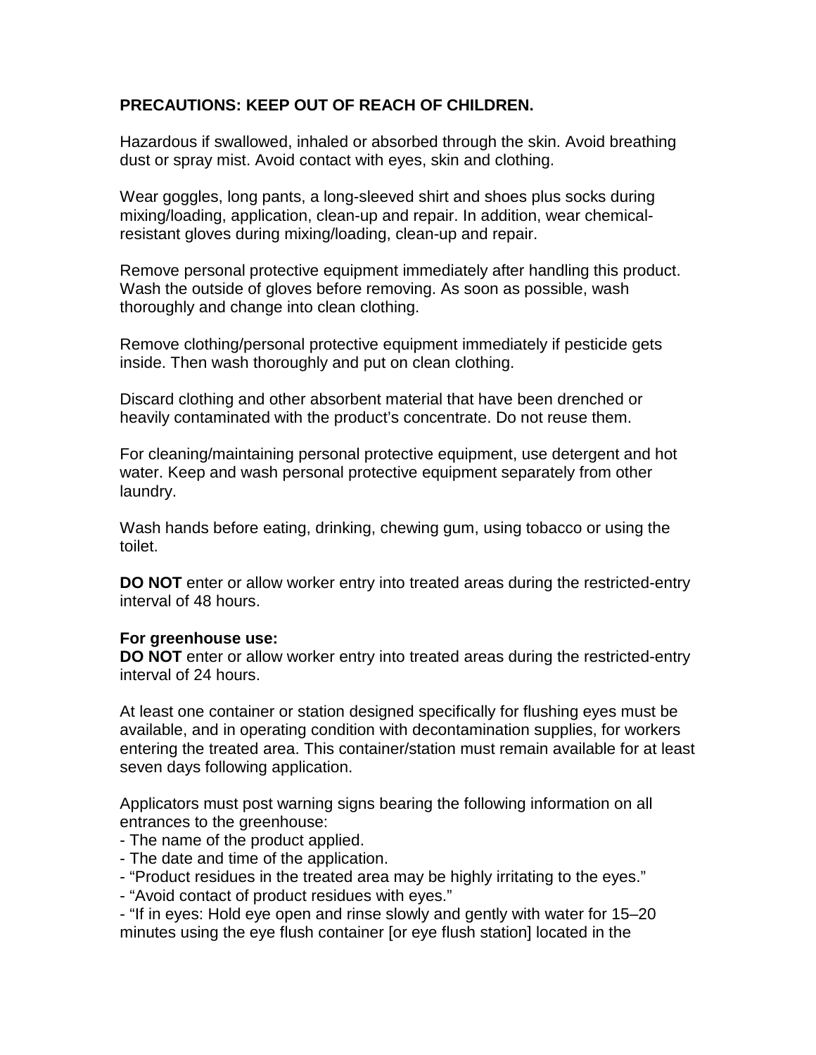**PRECAUTIONS: KEEP OUT OF REACH OF CHILDREN.**

Hazardous if swallowed, inhaled or absorbed through the skin. Avoid breathing dust or spray mist. Avoid contact with eyes, skin and clothing.

Wear goggles, long pants, a long-sleeved shirt and shoes plus socks during mixing/loading, application, clean-up and repair. In addition, wear chemical-resistant gloves during mixing/loading, clean-up and repair.

Remove personal protective equipment immediately after handling this product. Wash the outside of gloves before removing. As soon as possible, wash thoroughly and change into clean clothing.

Remove clothing/personal protective equipment immediately if pesticide gets inside. Then wash thoroughly and put on clean clothing.

Discard clothing and other absorbent material that have been drenched or heavily contaminated with the product's concentrate. Do not reuse them.

For cleaning/maintaining personal protective equipment, use detergent and hot water. Keep and wash personal protective equipment separately from other laundry.

Wash hands before eating, drinking, chewing gum, using tobacco or using the toilet.

**DO NOT** enter or allow worker entry into treated areas during the restricted-entry interval of 48 hours.

**For greenhouse use:**
**DO NOT** enter or allow worker entry into treated areas during the restricted-entry interval of 24 hours.

At least one container or station designed specifically for flushing eyes must be available, and in operating condition with decontamination supplies, for workers entering the treated area. This container/station must remain available for at least seven days following application.

Applicators must post warning signs bearing the following information on all entrances to the greenhouse:

- The name of the product applied.
- The date and time of the application.
- "Product residues in the treated area may be highly irritating to the eyes."
- "Avoid contact of product residues with eyes."
- "If in eyes: Hold eye open and rinse slowly and gently with water for 15–20 minutes using the eye flush container [or eye flush station] located in the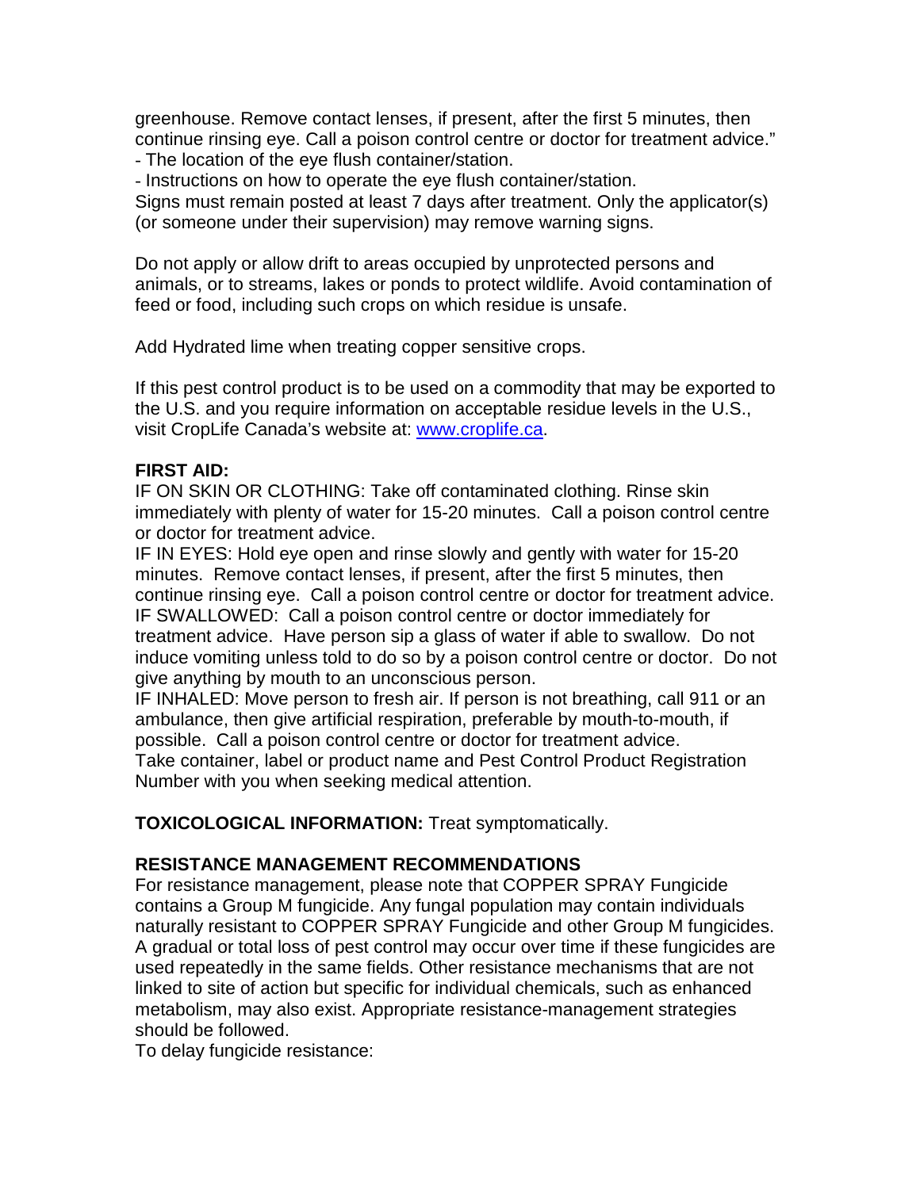greenhouse. Remove contact lenses, if present, after the first 5 minutes, then continue rinsing eye. Call a poison control centre or doctor for treatment advice."

- The location of the eye flush container/station.
- Instructions on how to operate the eye flush container/station.

Signs must remain posted at least 7 days after treatment. Only the applicator(s) (or someone under their supervision) may remove warning signs.

Do not apply or allow drift to areas occupied by unprotected persons and animals, or to streams, lakes or ponds to protect wildlife. Avoid contamination of feed or food, including such crops on which residue is unsafe.

Add Hydrated lime when treating copper sensitive crops.

If this pest control product is to be used on a commodity that may be exported to the U.S. and you require information on acceptable residue levels in the U.S., visit CropLife Canada's website at: [www.croplife.ca](http://www.croplife.ca).

**FIRST AID:**

IF ON SKIN OR CLOTHING: Take off contaminated clothing. Rinse skin immediately with plenty of water for 15-20 minutes. Call a poison control centre or doctor for treatment advice.

IF IN EYES: Hold eye open and rinse slowly and gently with water for 15-20 minutes. Remove contact lenses, if present, after the first 5 minutes, then continue rinsing eye. Call a poison control centre or doctor for treatment advice.

IF SWALLOWED: Call a poison control centre or doctor immediately for treatment advice. Have person sip a glass of water if able to swallow. Do not induce vomiting unless told to do so by a poison control centre or doctor. Do not give anything by mouth to an unconscious person.

IF INHALED: Move person to fresh air. If person is not breathing, call 911 or an ambulance, then give artificial respiration, preferable by mouth-to-mouth, if possible. Call a poison control centre or doctor for treatment advice.

Take container, label or product name and Pest Control Product Registration Number with you when seeking medical attention.

**TOXICOLOGICAL INFORMATION:** Treat symptomatically.

**RESISTANCE MANAGEMENT RECOMMENDATIONS**

For resistance management, please note that COPPER SPRAY Fungicide contains a Group M fungicide. Any fungal population may contain individuals naturally resistant to COPPER SPRAY Fungicide and other Group M fungicides. A gradual or total loss of pest control may occur over time if these fungicides are used repeatedly in the same fields. Other resistance mechanisms that are not linked to site of action but specific for individual chemicals, such as enhanced metabolism, may also exist. Appropriate resistance-management strategies should be followed.

To delay fungicide resistance: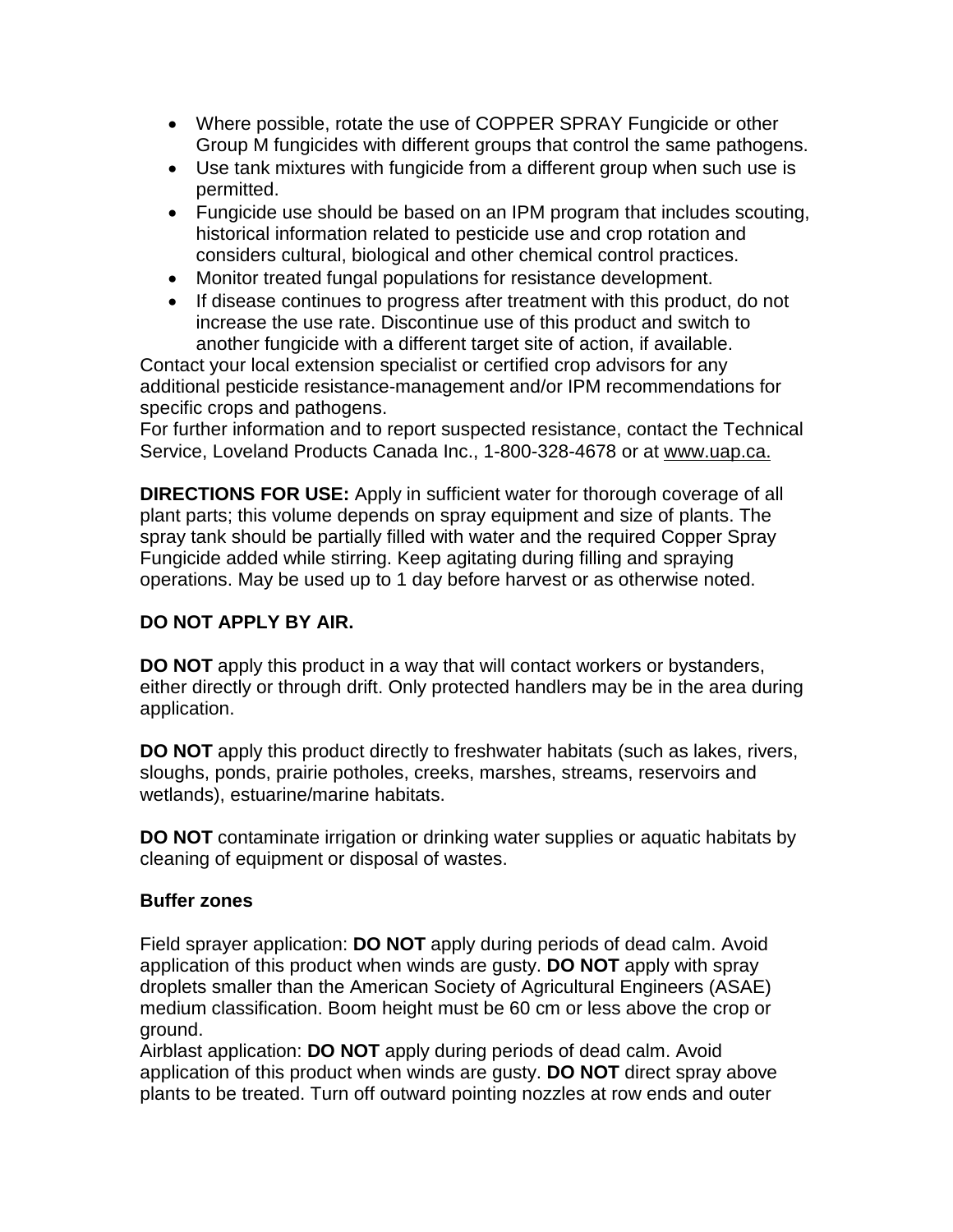- Where possible, rotate the use of COPPER SPRAY Fungicide or other Group M fungicides with different groups that control the same pathogens.
- Use tank mixtures with fungicide from a different group when such use is permitted.
- Fungicide use should be based on an IPM program that includes scouting, historical information related to pesticide use and crop rotation and considers cultural, biological and other chemical control practices.
- Monitor treated fungal populations for resistance development.
- If disease continues to progress after treatment with this product, do not increase the use rate. Discontinue use of this product and switch to another fungicide with a different target site of action, if available.

Contact your local extension specialist or certified crop advisors for any additional pesticide resistance-management and/or IPM recommendations for specific crops and pathogens.
For further information and to report suspected resistance, contact the Technical Service, Loveland Products Canada Inc., 1-800-328-4678 or at www.uap.ca.

**DIRECTIONS FOR USE:** Apply in sufficient water for thorough coverage of all plant parts; this volume depends on spray equipment and size of plants. The spray tank should be partially filled with water and the required Copper Spray Fungicide added while stirring. Keep agitating during filling and spraying operations. May be used up to 1 day before harvest or as otherwise noted.

**DO NOT APPLY BY AIR.**

**DO NOT** apply this product in a way that will contact workers or bystanders, either directly or through drift. Only protected handlers may be in the area during application.

**DO NOT** apply this product directly to freshwater habitats (such as lakes, rivers, sloughs, ponds, prairie potholes, creeks, marshes, streams, reservoirs and wetlands), estuarine/marine habitats.

**DO NOT** contaminate irrigation or drinking water supplies or aquatic habitats by cleaning of equipment or disposal of wastes.

**Buffer zones**

Field sprayer application: **DO NOT** apply during periods of dead calm. Avoid application of this product when winds are gusty. **DO NOT** apply with spray droplets smaller than the American Society of Agricultural Engineers (ASAE) medium classification. Boom height must be 60 cm or less above the crop or ground.
Airblast application: **DO NOT** apply during periods of dead calm. Avoid application of this product when winds are gusty. **DO NOT** direct spray above plants to be treated. Turn off outward pointing nozzles at row ends and outer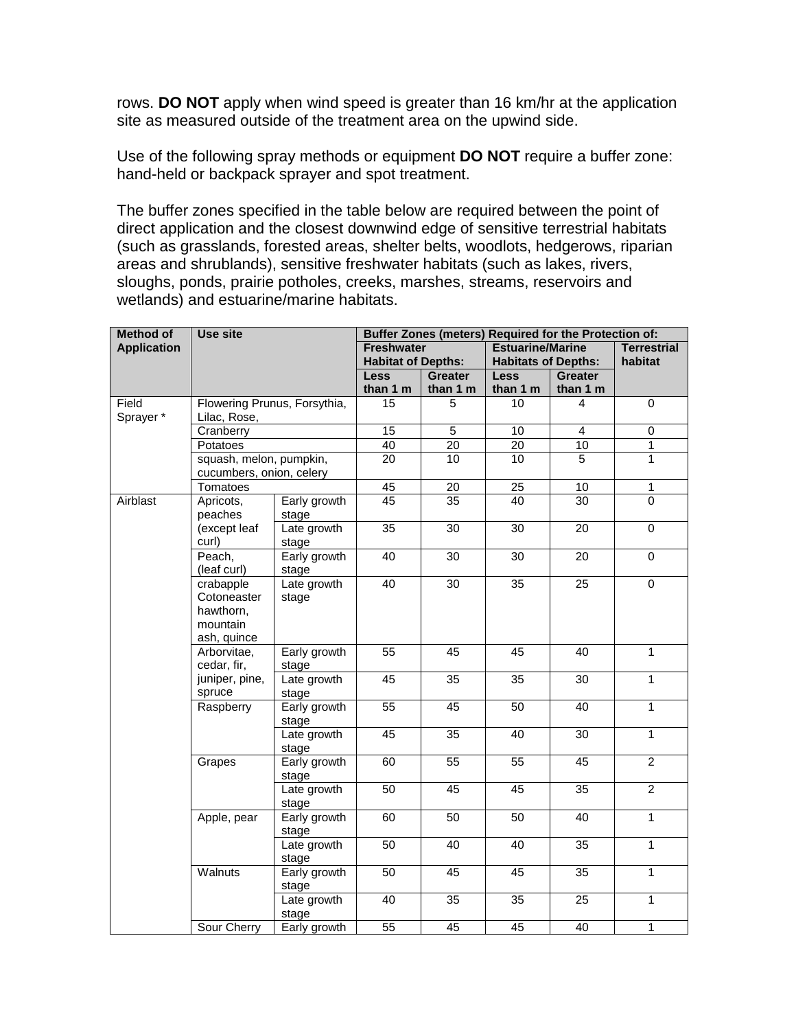rows. **DO NOT** apply when wind speed is greater than 16 km/hr at the application site as measured outside of the treatment area on the upwind side.

Use of the following spray methods or equipment **DO NOT** require a buffer zone: hand-held or backpack sprayer and spot treatment.

The buffer zones specified in the table below are required between the point of direct application and the closest downwind edge of sensitive terrestrial habitats (such as grasslands, forested areas, shelter belts, woodlots, hedgerows, riparian areas and shrublands), sensitive freshwater habitats (such as lakes, rivers, sloughs, ponds, prairie potholes, creeks, marshes, streams, reservoirs and wetlands) and estuarine/marine habitats.

| Method of Application | Use site | | Buffer Zones (meters) Required for the Protection of: | | | | |
|---|---|---|---|---|---|---|---|
| | | | Freshwater Habitat of Depths: | | Estuarine/Marine Habitats of Depths: | | Terrestrial habitat |
| | | | Less than 1 m | Greater than 1 m | Less than 1 m | Greater than 1 m | |
| Field Sprayer * | Flowering Prunus, Forsythia, Lilac, Rose, | | 15 | 5 | 10 | 4 | 0 |
| | Cranberry | | 15 | 5 | 10 | 4 | 0 |
| | Potatoes | | 40 | 20 | 20 | 10 | 1 |
| | squash, melon, pumpkin, cucumbers, onion, celery | | 20 | 10 | 10 | 5 | 1 |
| | Tomatoes | | 45 | 20 | 25 | 10 | 1 |
| Airblast | Apricots, peaches (except leaf curl) | Early growth stage | 45 | 35 | 40 | 30 | 0 |
| | | Late growth stage | 35 | 30 | 30 | 20 | 0 |
| | Peach, (leaf curl) | Early growth stage | 40 | 30 | 30 | 20 | 0 |
| | crabapple Cotoneaster hawthorn, mountain ash, quince | Late growth stage | 40 | 30 | 35 | 25 | 0 |
| | Arborvitae, cedar, fir, juniper, pine, spruce | Early growth stage | 55 | 45 | 45 | 40 | 1 |
| | | Late growth stage | 45 | 35 | 35 | 30 | 1 |
| | Raspberry | Early growth stage | 55 | 45 | 50 | 40 | 1 |
| | | Late growth stage | 45 | 35 | 40 | 30 | 1 |
| | Grapes | Early growth stage | 60 | 55 | 55 | 45 | 2 |
| | | Late growth stage | 50 | 45 | 45 | 35 | 2 |
| | Apple, pear | Early growth stage | 60 | 50 | 50 | 40 | 1 |
| | | Late growth stage | 50 | 40 | 40 | 35 | 1 |
| | Walnuts | Early growth stage | 50 | 45 | 45 | 35 | 1 |
| | | Late growth stage | 40 | 35 | 35 | 25 | 1 |
| | Sour Cherry | Early growth | 55 | 45 | 45 | 40 | 1 |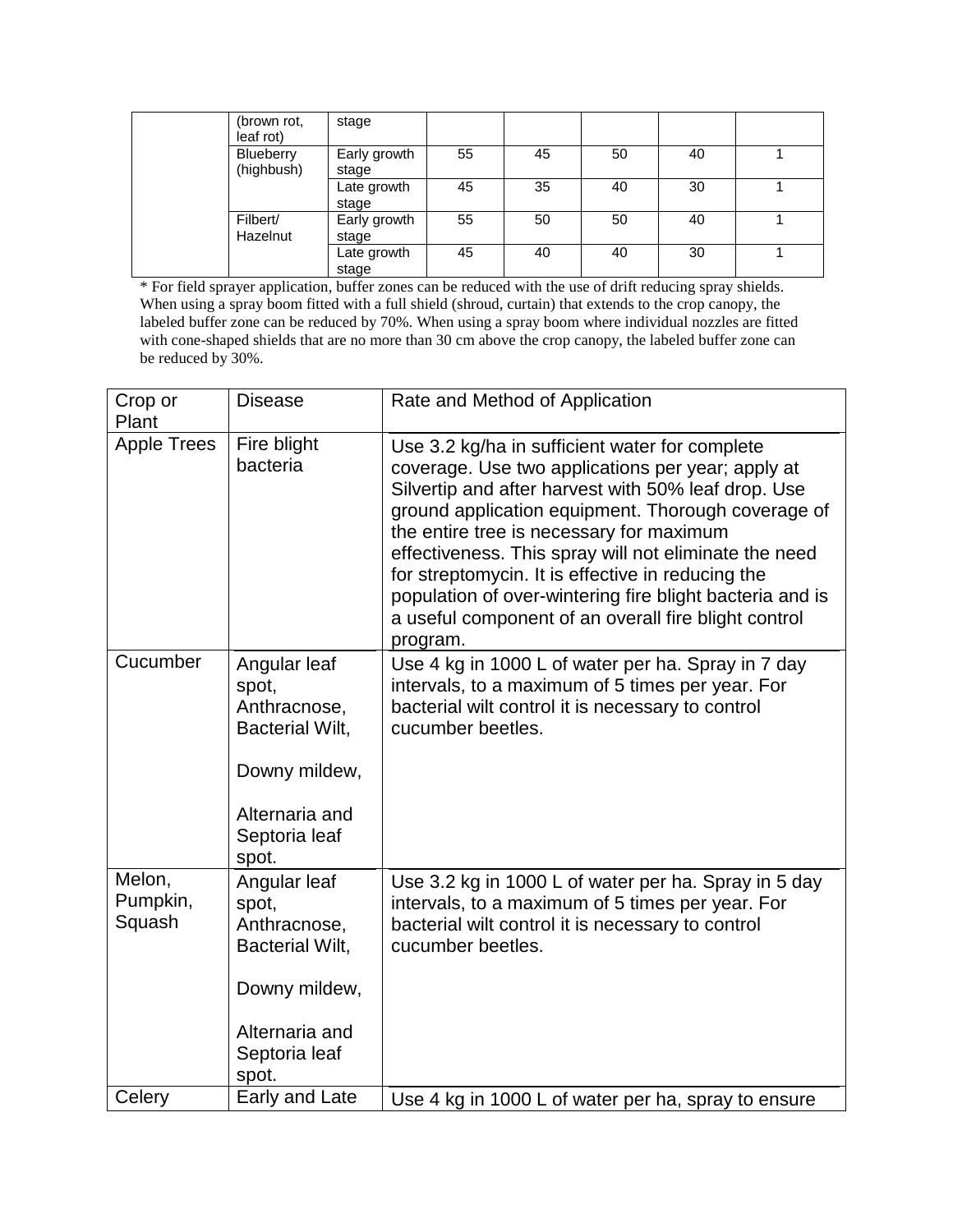|  | (brown rot, leaf rot) | stage |  |  |  |  |  |
|---|---|---|---|---|---|---|---|
|  | Blueberry (highbush) | Early growth stage | 55 | 45 | 50 | 40 | 1 |
|  |  | Late growth stage | 45 | 35 | 40 | 30 | 1 |
|  | Filbert/ Hazelnut | Early growth stage | 55 | 50 | 50 | 40 | 1 |
|  |  | Late growth stage | 45 | 40 | 40 | 30 | 1 |

* For field sprayer application, buffer zones can be reduced with the use of drift reducing spray shields. When using a spray boom fitted with a full shield (shroud, curtain) that extends to the crop canopy, the labeled buffer zone can be reduced by 70%. When using a spray boom where individual nozzles are fitted with cone-shaped shields that are no more than 30 cm above the crop canopy, the labeled buffer zone can be reduced by 30%.

| Crop or Plant | Disease | Rate and Method of Application |
|---|---|---|
| Apple Trees | Fire blight bacteria | Use 3.2 kg/ha in sufficient water for complete coverage. Use two applications per year; apply at Silvertip and after harvest with 50% leaf drop. Use ground application equipment. Thorough coverage of the entire tree is necessary for maximum effectiveness. This spray will not eliminate the need for streptomycin. It is effective in reducing the population of over-wintering fire blight bacteria and is a useful component of an overall fire blight control program. |
| Cucumber | Angular leaf spot, Anthracnose, Bacterial Wilt, Downy mildew, Alternaria and Septoria leaf spot. | Use 4 kg in 1000 L of water per ha. Spray in 7 day intervals, to a maximum of 5 times per year. For bacterial wilt control it is necessary to control cucumber beetles. |
| Melon, Pumpkin, Squash | Angular leaf spot, Anthracnose, Bacterial Wilt, Downy mildew, Alternaria and Septoria leaf spot. | Use 3.2 kg in 1000 L of water per ha. Spray in 5 day intervals, to a maximum of 5 times per year. For bacterial wilt control it is necessary to control cucumber beetles. |
| Celery | Early and Late | Use 4 kg in 1000 L of water per ha, spray to ensure |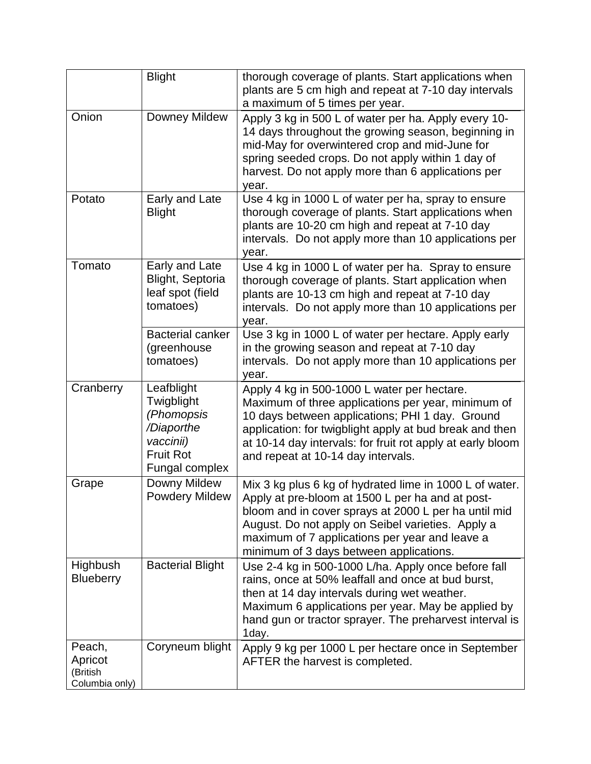| | | |
|---|---|---|
| | Blight | thorough coverage of plants. Start applications when plants are 5 cm high and repeat at 7-10 day intervals a maximum of 5 times per year. |
| Onion | Downey Mildew | Apply 3 kg in 500 L of water per ha. Apply every 10-14 days throughout the growing season, beginning in mid-May for overwintered crop and mid-June for spring seeded crops. Do not apply within 1 day of harvest. Do not apply more than 6 applications per year. |
| Potato | Early and Late Blight | Use 4 kg in 1000 L of water per ha, spray to ensure thorough coverage of plants. Start applications when plants are 10-20 cm high and repeat at 7-10 day intervals. Do not apply more than 10 applications per year. |
| Tomato | Early and Late Blight, Septoria leaf spot (field tomatoes) | Use 4 kg in 1000 L of water per ha. Spray to ensure thorough coverage of plants. Start application when plants are 10-13 cm high and repeat at 7-10 day intervals. Do not apply more than 10 applications per year. |
| | Bacterial canker (greenhouse tomatoes) | Use 3 kg in 1000 L of water per hectare. Apply early in the growing season and repeat at 7-10 day intervals. Do not apply more than 10 applications per year. |
| Cranberry | Leafblight<br>Twigblight *(Phomopsis /Diaporthe vaccinii)*<br>Fruit Rot Fungal complex | Apply 4 kg in 500-1000 L water per hectare. Maximum of three applications per year, minimum of 10 days between applications; PHI 1 day. Ground application: for twigblight apply at bud break and then at 10-14 day intervals: for fruit rot apply at early bloom and repeat at 10-14 day intervals. |
| Grape | Downy Mildew<br>Powdery Mildew | Mix 3 kg plus 6 kg of hydrated lime in 1000 L of water. Apply at pre-bloom at 1500 L per ha and at post-bloom and in cover sprays at 2000 L per ha until mid August. Do not apply on Seibel varieties. Apply a maximum of 7 applications per year and leave a minimum of 3 days between applications. |
| Highbush Blueberry | Bacterial Blight | Use 2-4 kg in 500-1000 L/ha. Apply once before fall rains, once at 50% leaffall and once at bud burst, then at 14 day intervals during wet weather. Maximum 6 applications per year. May be applied by hand gun or tractor sprayer. The preharvest interval is 1day. |
| Peach, Apricot (British Columbia only) | Coryneum blight | Apply 9 kg per 1000 L per hectare once in September AFTER the harvest is completed. |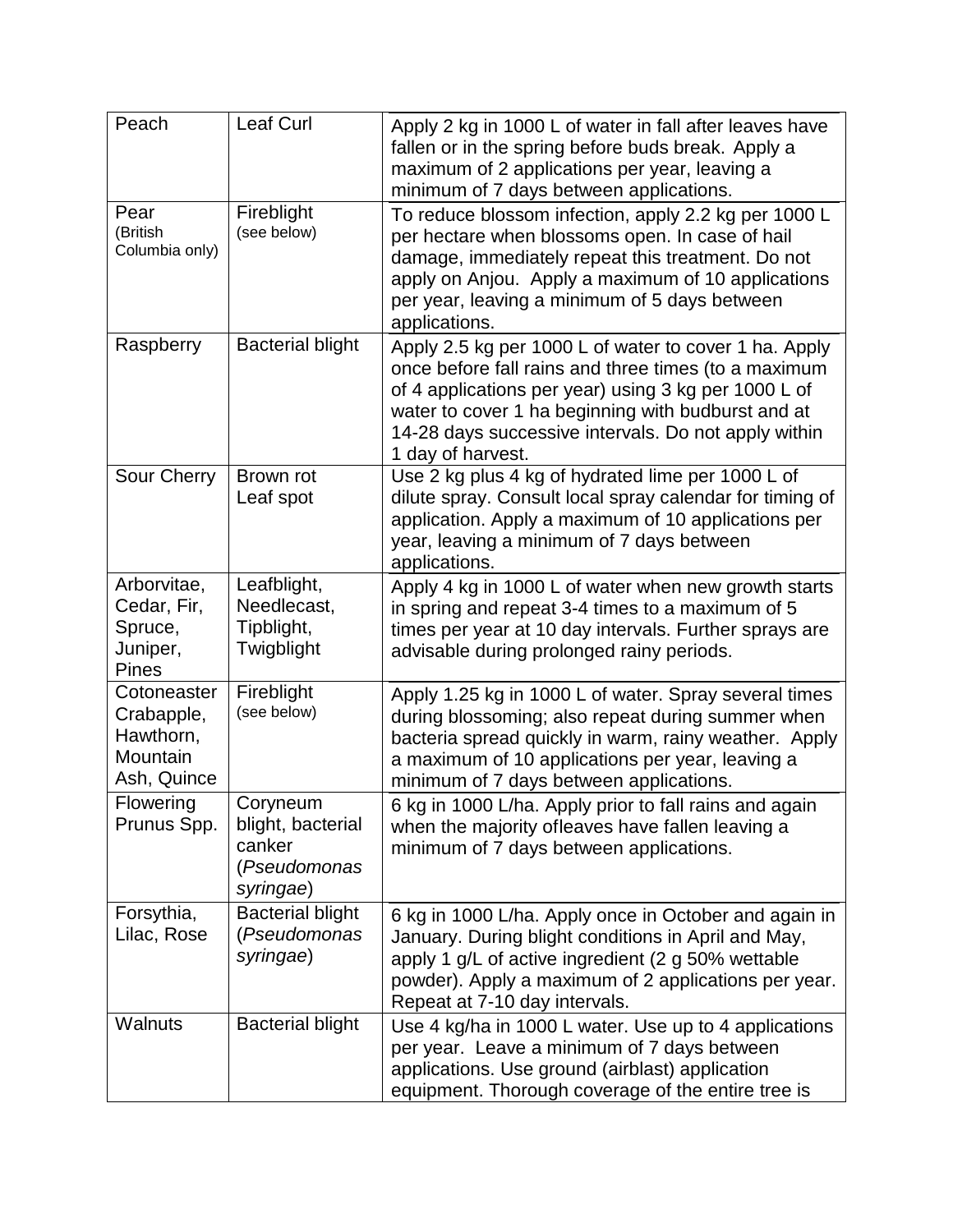| Peach | Leaf Curl | Apply 2 kg in 1000 L of water in fall after leaves have fallen or in the spring before buds break. Apply a maximum of 2 applications per year, leaving a minimum of 7 days between applications. |
|---|---|---|
| Pear (British Columbia only) | Fireblight (see below) | To reduce blossom infection, apply 2.2 kg per 1000 L per hectare when blossoms open. In case of hail damage, immediately repeat this treatment. Do not apply on Anjou. Apply a maximum of 10 applications per year, leaving a minimum of 5 days between applications. |
| Raspberry | Bacterial blight | Apply 2.5 kg per 1000 L of water to cover 1 ha. Apply once before fall rains and three times (to a maximum of 4 applications per year) using 3 kg per 1000 L of water to cover 1 ha beginning with budburst and at 14-28 days successive intervals. Do not apply within 1 day of harvest. |
| Sour Cherry | Brown rot<br>Leaf spot | Use 2 kg plus 4 kg of hydrated lime per 1000 L of dilute spray. Consult local spray calendar for timing of application. Apply a maximum of 10 applications per year, leaving a minimum of 7 days between applications. |
| Arborvitae, Cedar, Fir, Spruce, Juniper, Pines | Leafblight, Needlecast, Tipblight, Twigblight | Apply 4 kg in 1000 L of water when new growth starts in spring and repeat 3-4 times to a maximum of 5 times per year at 10 day intervals. Further sprays are advisable during prolonged rainy periods. |
| Cotoneaster Crabapple, Hawthorn, Mountain Ash, Quince | Fireblight (see below) | Apply 1.25 kg in 1000 L of water. Spray several times during blossoming; also repeat during summer when bacteria spread quickly in warm, rainy weather. Apply a maximum of 10 applications per year, leaving a minimum of 7 days between applications. |
| Flowering Prunus Spp. | Coryneum blight, bacterial canker (*Pseudomonas syringae*) | 6 kg in 1000 L/ha. Apply prior to fall rains and again when the majority ofleaves have fallen leaving a minimum of 7 days between applications. |
| Forsythia, Lilac, Rose | Bacterial blight (*Pseudomonas syringae*) | 6 kg in 1000 L/ha. Apply once in October and again in January. During blight conditions in April and May, apply 1 g/L of active ingredient (2 g 50% wettable powder). Apply a maximum of 2 applications per year. Repeat at 7-10 day intervals. |
| Walnuts | Bacterial blight | Use 4 kg/ha in 1000 L water. Use up to 4 applications per year. Leave a minimum of 7 days between applications. Use ground (airblast) application equipment. Thorough coverage of the entire tree is |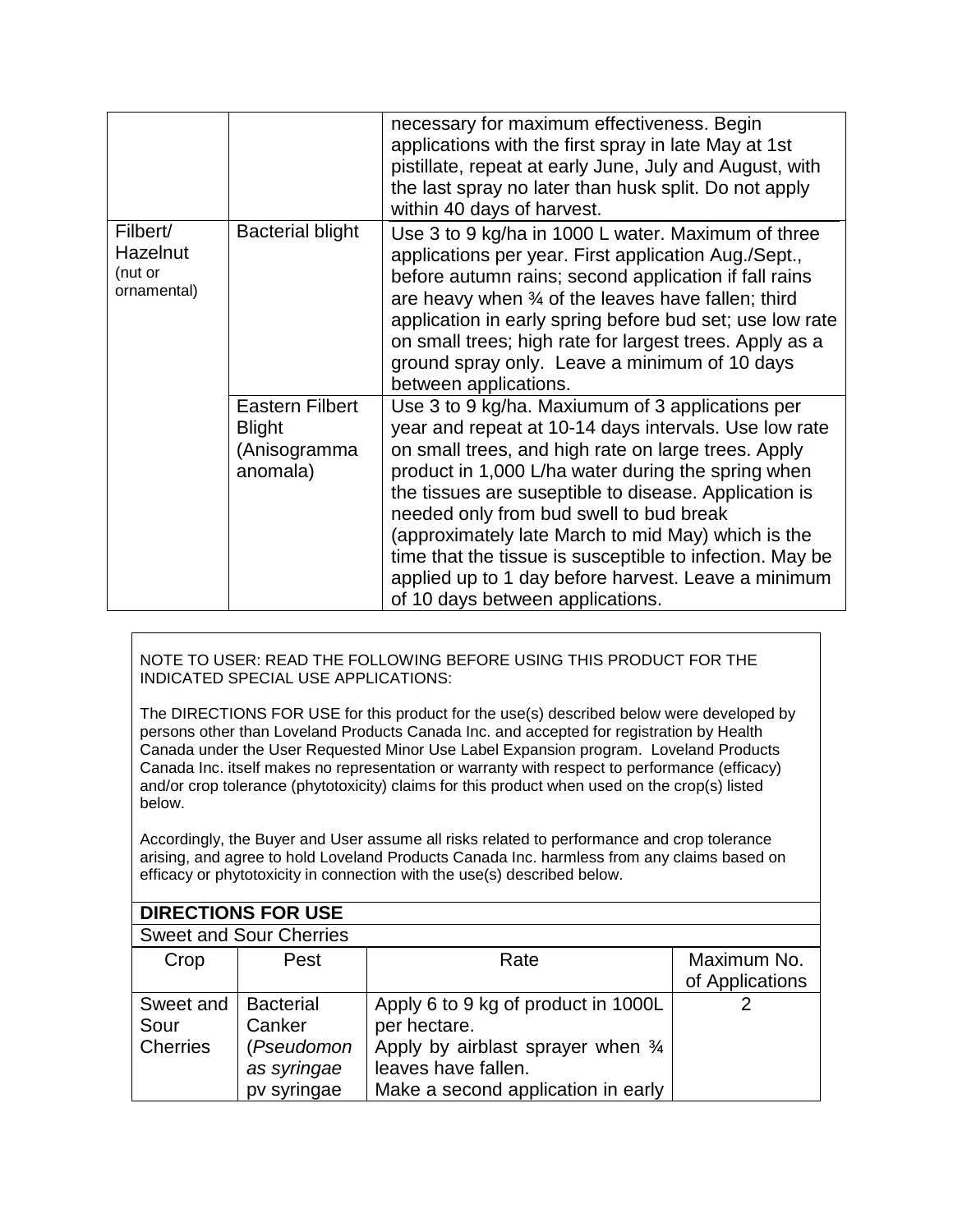| | | |
|---|---|---|
| | | necessary for maximum effectiveness. Begin applications with the first spray in late May at 1st pistillate, repeat at early June, July and August, with the last spray no later than husk split. Do not apply within 40 days of harvest. |
| Filbert/ Hazelnut (nut or ornamental) | Bacterial blight | Use 3 to 9 kg/ha in 1000 L water. Maximum of three applications per year. First application Aug./Sept., before autumn rains; second application if fall rains are heavy when ¾ of the leaves have fallen; third application in early spring before bud set; use low rate on small trees; high rate for largest trees. Apply as a ground spray only. Leave a minimum of 10 days between applications. |
| | Eastern Filbert Blight (Anisogramma anomala) | Use 3 to 9 kg/ha. Maxiumum of 3 applications per year and repeat at 10-14 days intervals. Use low rate on small trees, and high rate on large trees. Apply product in 1,000 L/ha water during the spring when the tissues are suseptible to disease. Application is needed only from bud swell to bud break (approximately late March to mid May) which is the time that the tissue is susceptible to infection. May be applied up to 1 day before harvest. Leave a minimum of 10 days between applications. |

NOTE TO USER: READ THE FOLLOWING BEFORE USING THIS PRODUCT FOR THE INDICATED SPECIAL USE APPLICATIONS:

The DIRECTIONS FOR USE for this product for the use(s) described below were developed by persons other than Loveland Products Canada Inc. and accepted for registration by Health Canada under the User Requested Minor Use Label Expansion program. Loveland Products Canada Inc. itself makes no representation or warranty with respect to performance (efficacy) and/or crop tolerance (phytotoxicity) claims for this product when used on the crop(s) listed below.

Accordingly, the Buyer and User assume all risks related to performance and crop tolerance arising, and agree to hold Loveland Products Canada Inc. harmless from any claims based on efficacy or phytotoxicity in connection with the use(s) described below.

**DIRECTIONS FOR USE**

Sweet and Sour Cherries

| Crop | Pest | Rate | Maximum No. of Applications |
|---|---|---|---|
| Sweet and Sour Cherries | Bacterial Canker (*Pseudomonas syringae* pv syringae | Apply 6 to 9 kg of product in 1000L per hectare. Apply by airblast sprayer when ¾ leaves have fallen. Make a second application in early | 2 |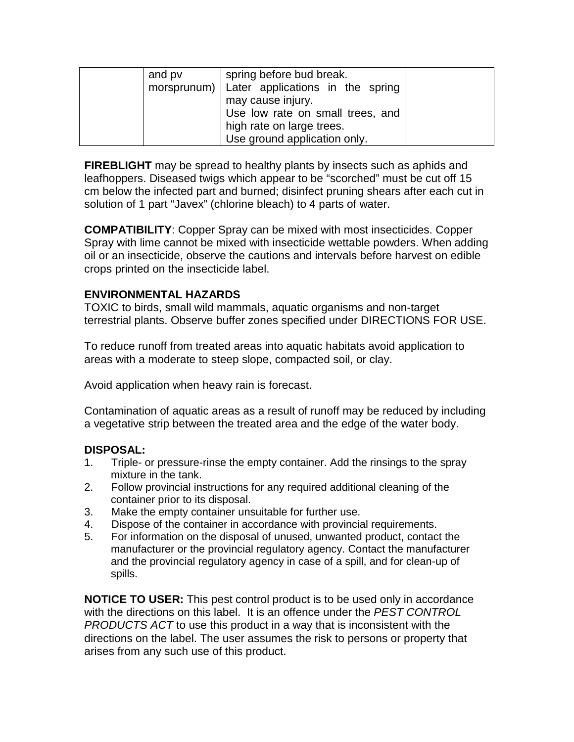| | | | |
|---|---|---|---|
| | and pv morsprunum) | spring before bud break.<br>Later applications in the spring may cause injury.<br>Use low rate on small trees, and high rate on large trees.<br>Use ground application only. | |

**FIREBLIGHT** may be spread to healthy plants by insects such as aphids and leafhoppers. Diseased twigs which appear to be "scorched" must be cut off 15 cm below the infected part and burned; disinfect pruning shears after each cut in solution of 1 part "Javex" (chlorine bleach) to 4 parts of water.

**COMPATIBILITY**: Copper Spray can be mixed with most insecticides. Copper Spray with lime cannot be mixed with insecticide wettable powders. When adding oil or an insecticide, observe the cautions and intervals before harvest on edible crops printed on the insecticide label.

**ENVIRONMENTAL HAZARDS**

TOXIC to birds, small wild mammals, aquatic organisms and non-target terrestrial plants. Observe buffer zones specified under DIRECTIONS FOR USE.

To reduce runoff from treated areas into aquatic habitats avoid application to areas with a moderate to steep slope, compacted soil, or clay.

Avoid application when heavy rain is forecast.

Contamination of aquatic areas as a result of runoff may be reduced by including a vegetative strip between the treated area and the edge of the water body.

**DISPOSAL:**

1. Triple- or pressure-rinse the empty container. Add the rinsings to the spray mixture in the tank.
2. Follow provincial instructions for any required additional cleaning of the container prior to its disposal.
3. Make the empty container unsuitable for further use.
4. Dispose of the container in accordance with provincial requirements.
5. For information on the disposal of unused, unwanted product, contact the manufacturer or the provincial regulatory agency. Contact the manufacturer and the provincial regulatory agency in case of a spill, and for clean-up of spills.

**NOTICE TO USER:** This pest control product is to be used only in accordance with the directions on this label. It is an offence under the *PEST CONTROL PRODUCTS ACT* to use this product in a way that is inconsistent with the directions on the label. The user assumes the risk to persons or property that arises from any such use of this product.